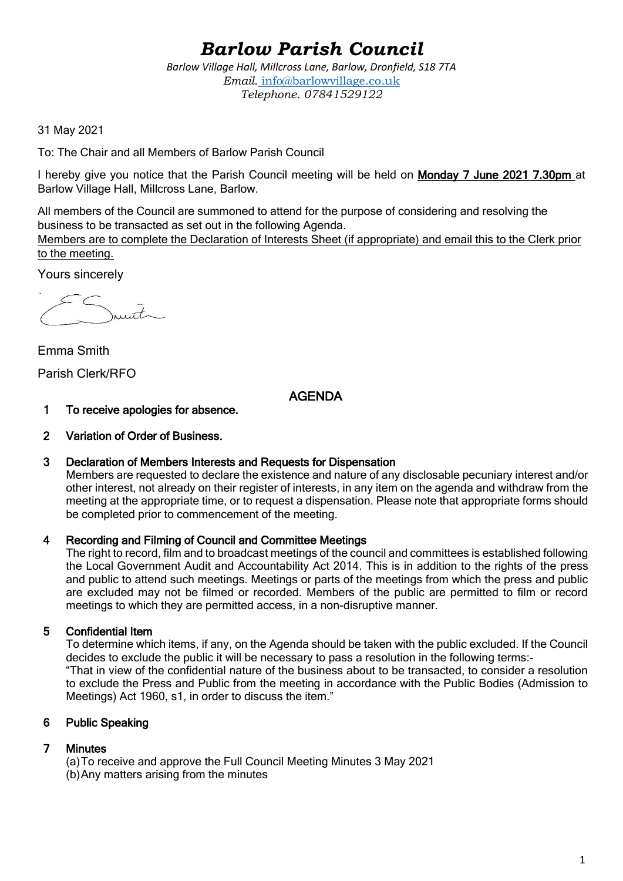# *Barlow Parish Council*

*Barlow Village Hall, Millcross Lane, Barlow, Dronfield, S18 7TA*
*Email.* info@barlowvillage.co.uk
*Telephone. 07841529122*

31 May 2021

To: The Chair and all Members of Barlow Parish Council

I hereby give you notice that the Parish Council meeting will be held on **Monday 7 June 2021 7.30pm** at Barlow Village Hall, Millcross Lane, Barlow.

All members of the Council are summoned to attend for the purpose of considering and resolving the business to be transacted as set out in the following Agenda.
Members are to complete the Declaration of Interests Sheet (if appropriate) and email this to the Clerk prior to the meeting.

Yours sincerely

Emma Smith

Parish Clerk/RFO

## AGENDA

**1 To receive apologies for absence.**

**2 Variation of Order of Business.**

**3 Declaration of Members Interests and Requests for Dispensation**
Members are requested to declare the existence and nature of any disclosable pecuniary interest and/or other interest, not already on their register of interests, in any item on the agenda and withdraw from the meeting at the appropriate time, or to request a dispensation. Please note that appropriate forms should be completed prior to commencement of the meeting.

**4 Recording and Filming of Council and Committee Meetings**
The right to record, film and to broadcast meetings of the council and committees is established following the Local Government Audit and Accountability Act 2014. This is in addition to the rights of the press and public to attend such meetings. Meetings or parts of the meetings from which the press and public are excluded may not be filmed or recorded. Members of the public are permitted to film or record meetings to which they are permitted access, in a non-disruptive manner.

**5 Confidential Item**
To determine which items, if any, on the Agenda should be taken with the public excluded. If the Council decides to exclude the public it will be necessary to pass a resolution in the following terms:-
"That in view of the confidential nature of the business about to be transacted, to consider a resolution to exclude the Press and Public from the meeting in accordance with the Public Bodies (Admission to Meetings) Act 1960, s1, in order to discuss the item."

**6 Public Speaking**

**7 Minutes**
(a) To receive and approve the Full Council Meeting Minutes 3 May 2021
(b) Any matters arising from the minutes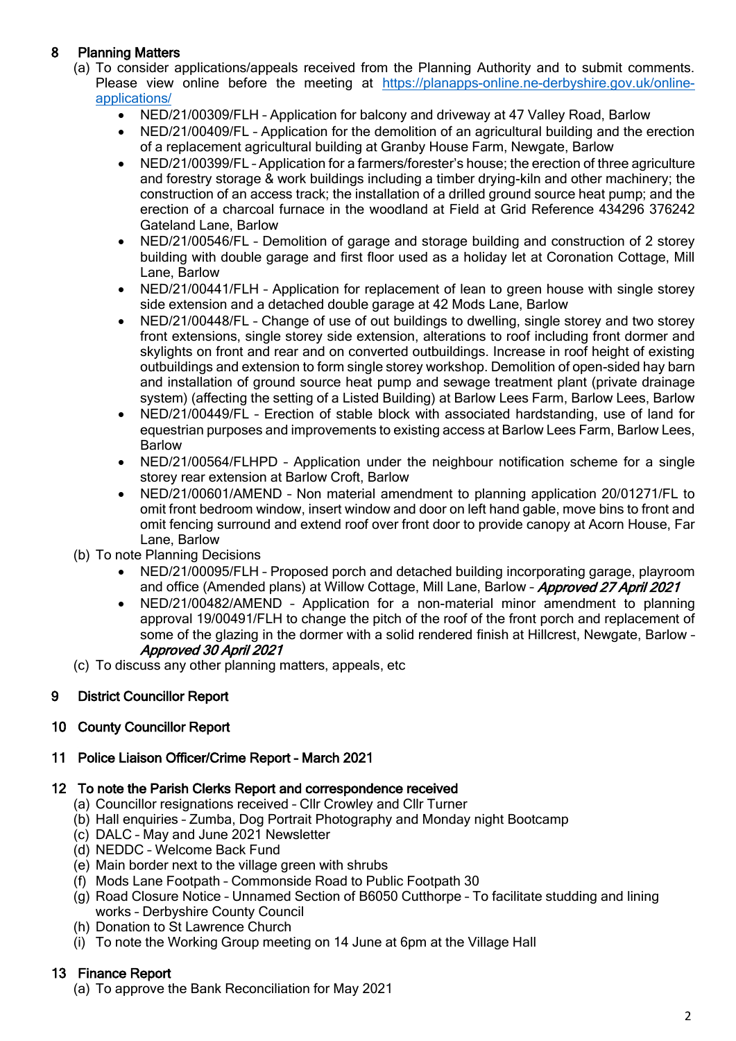## 8 Planning Matters

(a) To consider applications/appeals received from the Planning Authority and to submit comments. Please view online before the meeting at [https://planapps-online.ne-derbyshire.gov.uk/online-applications/](https://planapps-online.ne-derbyshire.gov.uk/online-applications/)

- NED/21/00309/FLH – Application for balcony and driveway at 47 Valley Road, Barlow
- NED/21/00409/FL – Application for the demolition of an agricultural building and the erection of a replacement agricultural building at Granby House Farm, Newgate, Barlow
- NED/21/00399/FL – Application for a farmers/forester's house; the erection of three agriculture and forestry storage & work buildings including a timber drying-kiln and other machinery; the construction of an access track; the installation of a drilled ground source heat pump; and the erection of a charcoal furnace in the woodland at Field at Grid Reference 434296 376242 Gateland Lane, Barlow
- NED/21/00546/FL – Demolition of garage and storage building and construction of 2 storey building with double garage and first floor used as a holiday let at Coronation Cottage, Mill Lane, Barlow
- NED/21/00441/FLH – Application for replacement of lean to green house with single storey side extension and a detached double garage at 42 Mods Lane, Barlow
- NED/21/00448/FL – Change of use of out buildings to dwelling, single storey and two storey front extensions, single storey side extension, alterations to roof including front dormer and skylights on front and rear and on converted outbuildings. Increase in roof height of existing outbuildings and extension to form single storey workshop. Demolition of open-sided hay barn and installation of ground source heat pump and sewage treatment plant (private drainage system) (affecting the setting of a Listed Building) at Barlow Lees Farm, Barlow Lees, Barlow
- NED/21/00449/FL – Erection of stable block with associated hardstanding, use of land for equestrian purposes and improvements to existing access at Barlow Lees Farm, Barlow Lees, Barlow
- NED/21/00564/FLHPD – Application under the neighbour notification scheme for a single storey rear extension at Barlow Croft, Barlow
- NED/21/00601/AMEND – Non material amendment to planning application 20/01271/FL to omit front bedroom window, insert window and door on left hand gable, move bins to front and omit fencing surround and extend roof over front door to provide canopy at Acorn House, Far Lane, Barlow

(b) To note Planning Decisions

- NED/21/00095/FLH – Proposed porch and detached building incorporating garage, playroom and office (Amended plans) at Willow Cottage, Mill Lane, Barlow – ***Approved 27 April 2021***
- NED/21/00482/AMEND – Application for a non-material minor amendment to planning approval 19/00491/FLH to change the pitch of the roof of the front porch and replacement of some of the glazing in the dormer with a solid rendered finish at Hillcrest, Newgate, Barlow – ***Approved 30 April 2021***

(c) To discuss any other planning matters, appeals, etc

## 9 District Councillor Report

## 10 County Councillor Report

## 11 Police Liaison Officer/Crime Report – March 2021

## 12 To note the Parish Clerks Report and correspondence received

(a) Councillor resignations received – Cllr Crowley and Cllr Turner
(b) Hall enquiries – Zumba, Dog Portrait Photography and Monday night Bootcamp
(c) DALC – May and June 2021 Newsletter
(d) NEDDC – Welcome Back Fund
(e) Main border next to the village green with shrubs
(f) Mods Lane Footpath – Commonside Road to Public Footpath 30
(g) Road Closure Notice – Unnamed Section of B6050 Cutthorpe – To facilitate studding and lining works – Derbyshire County Council
(h) Donation to St Lawrence Church
(i) To note the Working Group meeting on 14 June at 6pm at the Village Hall

## 13 Finance Report

(a) To approve the Bank Reconciliation for May 2021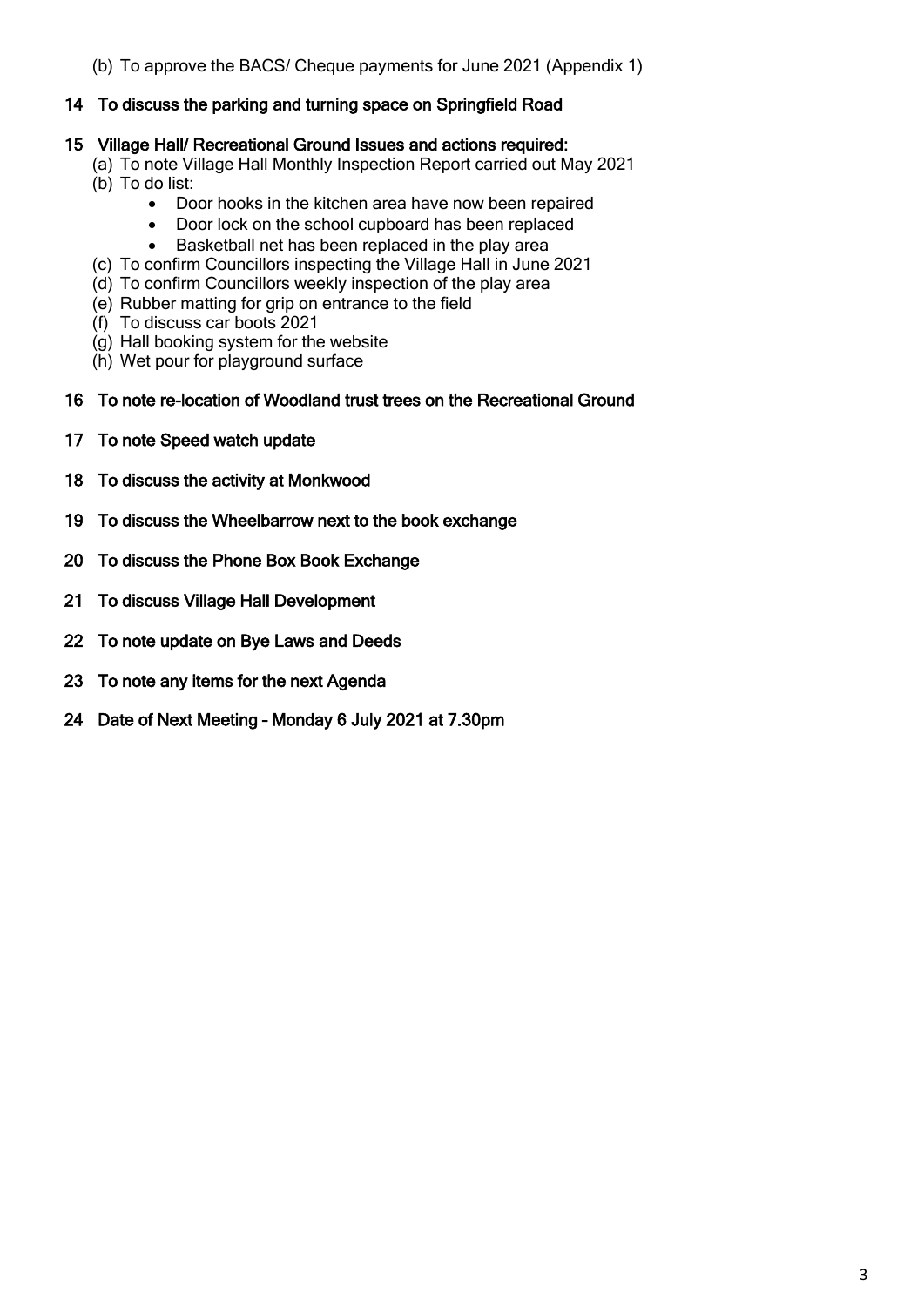(b) To approve the BACS/ Cheque payments for June 2021 (Appendix 1)

**14 To discuss the parking and turning space on Springfield Road**

**15 Village Hall/ Recreational Ground Issues and actions required:**

(a) To note Village Hall Monthly Inspection Report carried out May 2021

(b) To do list:

- Door hooks in the kitchen area have now been repaired
- Door lock on the school cupboard has been replaced
- Basketball net has been replaced in the play area

(c) To confirm Councillors inspecting the Village Hall in June 2021

(d) To confirm Councillors weekly inspection of the play area

(e) Rubber matting for grip on entrance to the field

(f) To discuss car boots 2021

(g) Hall booking system for the website

(h) Wet pour for playground surface

**16 To note re-location of Woodland trust trees on the Recreational Ground**

**17 To note Speed watch update**

**18 To discuss the activity at Monkwood**

**19 To discuss the Wheelbarrow next to the book exchange**

**20 To discuss the Phone Box Book Exchange**

**21 To discuss Village Hall Development**

**22 To note update on Bye Laws and Deeds**

**23 To note any items for the next Agenda**

**24 Date of Next Meeting – Monday 6 July 2021 at 7.30pm**